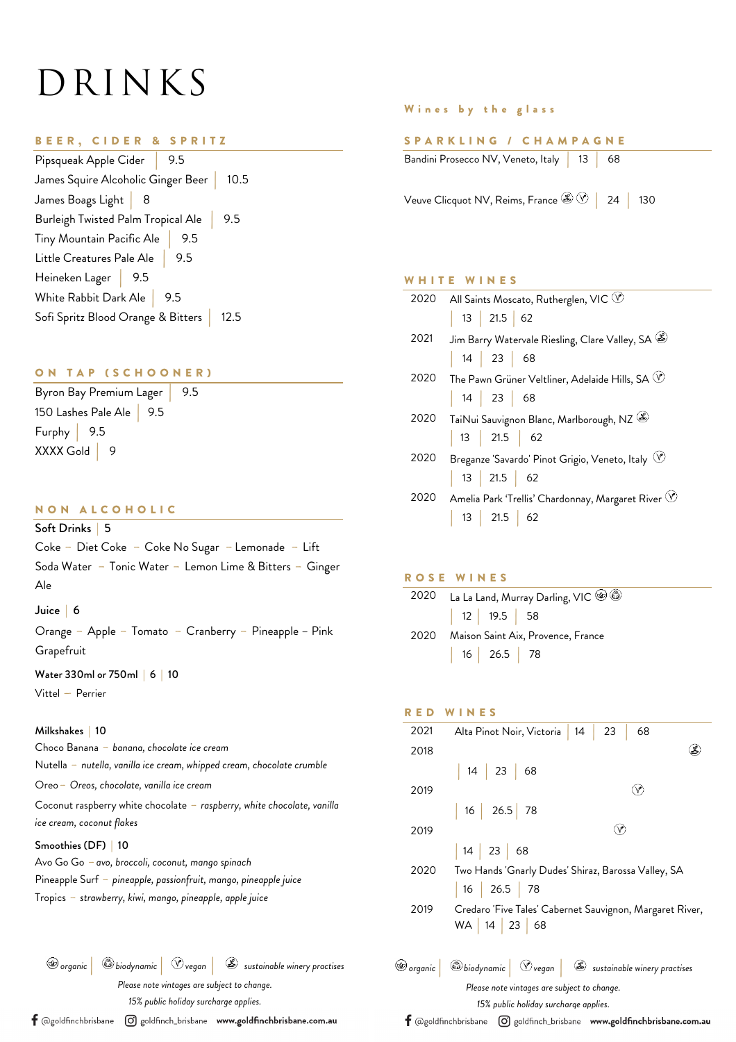# DRINKS

## BEER, CIDER & SPRITZ

Pipsqueak Apple Cider | 9.5
James Squire Alcoholic Ginger Beer | 10.5
James Boags Light | 8
Burleigh Twisted Palm Tropical Ale | 9.5
Tiny Mountain Pacific Ale | 9.5
Little Creatures Pale Ale | 9.5
Heineken Lager | 9.5
White Rabbit Dark Ale | 9.5
Sofi Spritz Blood Orange & Bitters | 12.5

## ON TAP (SCHOONER)

Byron Bay Premium Lager | 9.5
150 Lashes Pale Ale | 9.5
Furphy | 9.5
XXXX Gold | 9

## NON ALCOHOLIC

**Soft Drinks** | 5

Coke – Diet Coke – Coke No Sugar – Lemonade – Lift
Soda Water – Tonic Water – Lemon Lime & Bitters – Ginger Ale

**Juice** | 6

Orange – Apple – Tomato – Cranberry – Pineapple – Pink Grapefruit

**Water 330ml or 750ml** | 6 | 10

Vittel – Perrier

**Milkshakes** | 10

Choco Banana – *banana, chocolate ice cream*
Nutella – *nutella, vanilla ice cream, whipped cream, chocolate crumble*
Oreo – *Oreos, chocolate, vanilla ice cream*
Coconut raspberry white chocolate – *raspberry, white chocolate, vanilla ice cream, coconut flakes*

**Smoothies (DF)** | 10

Avo Go Go – *avo, broccoli, coconut, mango spinach*
Pineapple Surf – *pineapple, passionfruit, mango, pineapple juice*
Tropics – *strawberry, kiwi, mango, pineapple, apple juice*

*organic | biodynamic | vegan | sustainable winery practises*

*Please note vintages are subject to change.*

*15% public holiday surcharge applies.*

## Wines by the glass

### SPARKLING / CHAMPAGNE

Bandini Prosecco NV, Veneto, Italy | 13 | 68

Veuve Clicquot NV, Reims, France (sustainable winery practises) (vegan) | 24 | 130

### WHITE WINES

2020 All Saints Moscato, Rutherglen, VIC (vegan)
13 | 21.5 | 62

2021 Jim Barry Watervale Riesling, Clare Valley, SA (sustainable winery practises)
14 | 23 | 68

2020 The Pawn Grüner Veltliner, Adelaide Hills, SA (vegan)
14 | 23 | 68

2020 TaiNui Sauvignon Blanc, Marlborough, NZ (sustainable winery practises)
13 | 21.5 | 62

2020 Breganze 'Savardo' Pinot Grigio, Veneto, Italy (vegan)
13 | 21.5 | 62

2020 Amelia Park 'Trellis' Chardonnay, Margaret River (vegan)
13 | 21.5 | 62

### ROSE WINES

2020 La La Land, Murray Darling, VIC (organic) (biodynamic)
12 | 19.5 | 58

2020 Maison Saint Aix, Provence, France
16 | 26.5 | 78

### RED WINES

2021 Alta Pinot Noir, Victoria | 14 | 23 | 68

2018 (sustainable winery practises)
14 | 23 | 68

2019 (vegan)
16 | 26.5 | 78

2019 (vegan)
14 | 23 | 68

2020 Two Hands 'Gnarly Dudes' Shiraz, Barossa Valley, SA
16 | 26.5 | 78

2019 Credaro 'Five Tales' Cabernet Sauvignon, Margaret River, WA | 14 | 23 | 68

*organic | biodynamic | vegan | sustainable winery practises*

*Please note vintages are subject to change.*

*15% public holiday surcharge applies.*

@goldfinchbrisbane | goldfinch_brisbane | www.goldfinchbrisbane.com.au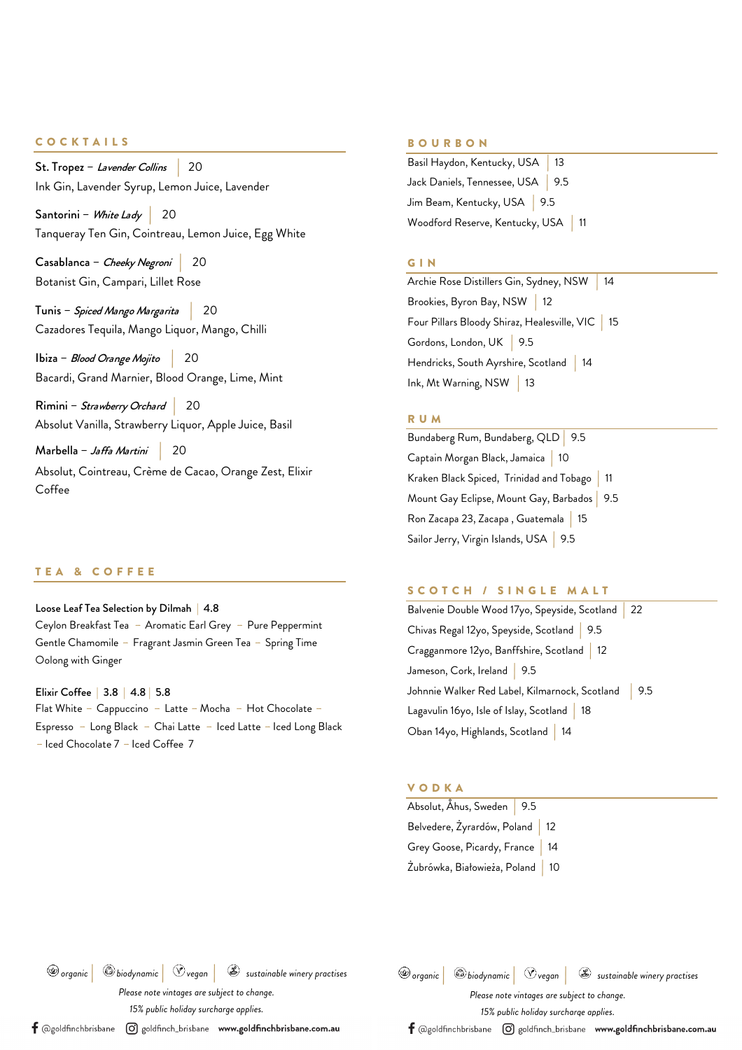## COCKTAILS

**St. Tropez** – *Lavender Collins* | 20
Ink Gin, Lavender Syrup, Lemon Juice, Lavender

**Santorini** – *White Lady* | 20
Tanqueray Ten Gin, Cointreau, Lemon Juice, Egg White

**Casablanca** – *Cheeky Negroni* | 20
Botanist Gin, Campari, Lillet Rose

**Tunis** – *Spiced Mango Margarita* | 20
Cazadores Tequila, Mango Liquor, Mango, Chilli

**Ibiza** – *Blood Orange Mojito* | 20
Bacardi, Grand Marnier, Blood Orange, Lime, Mint

**Rimini** – *Strawberry Orchard* | 20
Absolut Vanilla, Strawberry Liquor, Apple Juice, Basil

**Marbella** – *Jaffa Martini* | 20
Absolut, Cointreau, Crème de Cacao, Orange Zest, Elixir Coffee

## TEA & COFFEE

**Loose Leaf Tea Selection by Dilmah** | 4.8
Ceylon Breakfast Tea – Aromatic Earl Grey – Pure Peppermint
Gentle Chamomile – Fragrant Jasmin Green Tea – Spring Time
Oolong with Ginger

**Elixir Coffee** | 3.8 | 4.8 | 5.8
Flat White – Cappuccino – Latte – Mocha – Hot Chocolate –
Espresso – Long Black – Chai Latte – Iced Latte – Iced Long Black
– Iced Chocolate 7 – Iced Coffee 7

## BOURBON

Basil Haydon, Kentucky, USA | 13
Jack Daniels, Tennessee, USA | 9.5
Jim Beam, Kentucky, USA | 9.5
Woodford Reserve, Kentucky, USA | 11

## GIN

Archie Rose Distillers Gin, Sydney, NSW | 14
Brookies, Byron Bay, NSW | 12
Four Pillars Bloody Shiraz, Healesville, VIC | 15
Gordons, London, UK | 9.5
Hendricks, South Ayrshire, Scotland | 14
Ink, Mt Warning, NSW | 13

## RUM

Bundaberg Rum, Bundaberg, QLD | 9.5
Captain Morgan Black, Jamaica | 10
Kraken Black Spiced, Trinidad and Tobago | 11
Mount Gay Eclipse, Mount Gay, Barbados | 9.5
Ron Zacapa 23, Zacapa , Guatemala | 15
Sailor Jerry, Virgin Islands, USA | 9.5

## SCOTCH / SINGLE MALT

Balvenie Double Wood 17yo, Speyside, Scotland | 22
Chivas Regal 12yo, Speyside, Scotland | 9.5
Cragganmore 12yo, Banffshire, Scotland | 12
Jameson, Cork, Ireland | 9.5
Johnnie Walker Red Label, Kilmarnock, Scotland | 9.5
Lagavulin 16yo, Isle of Islay, Scotland | 18
Oban 14yo, Highlands, Scotland | 14

## VODKA

Absolut, Åhus, Sweden | 9.5
Belvedere, Żyrardów, Poland | 12
Grey Goose, Picardy, France | 14
Żubrówka, Białowieża, Poland | 10

*organic* | *biodynamic* | *vegan* | *sustainable winery practises*

*Please note vintages are subject to change.*

*15% public holiday surcharge applies.*

@goldfinchbrisbane goldfinch_brisbane **www.goldfinchbrisbane.com.au**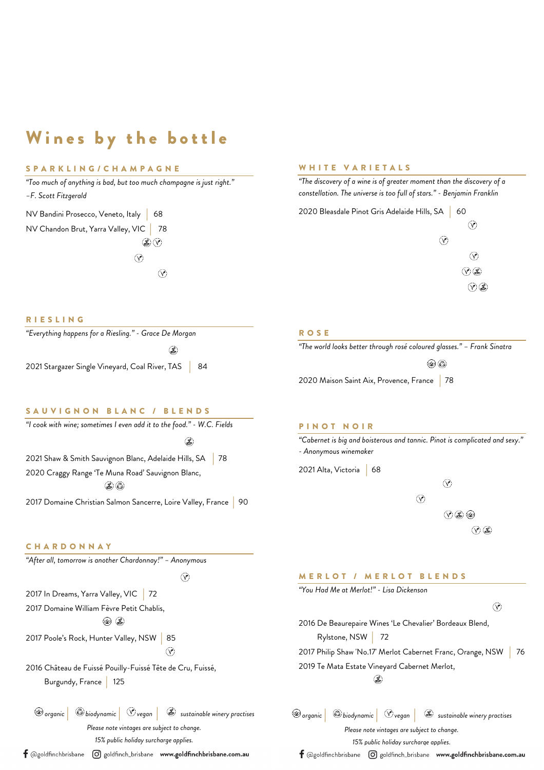# Wines by the bottle

## SPARKLING/CHAMPAGNE

*"Too much of anything is bad, but too much champagne is just right."*
*–F. Scott Fitzgerald*

NV Bandini Prosecco, Veneto, Italy | 68

NV Chandon Brut, Yarra Valley, VIC | 78

## RIESLING

*"Everything happens for a Riesling." - Grace De Morgan*

2021 Stargazer Single Vineyard, Coal River, TAS | 84

## SAUVIGNON BLANC / BLENDS

*"I cook with wine; sometimes I even add it to the food." - W.C. Fields*

2021 Shaw & Smith Sauvignon Blanc, Adelaide Hills, SA | 78

2020 Craggy Range 'Te Muna Road' Sauvignon Blanc,

2017 Domaine Christian Salmon Sancerre, Loire Valley, France | 90

## CHARDONNAY

*"After all, tomorrow is another Chardonnay!" – Anonymous*

2017 In Dreams, Yarra Valley, VIC | 72

2017 Domaine William Fèvre Petit Chablis,

2017 Poole's Rock, Hunter Valley, NSW | 85

2016 Château de Fuissé Pouilly-Fuissé Tête de Cru, Fuissé, Burgundy, France | 125

## WHITE VARIETALS

*"The discovery of a wine is of greater moment than the discovery of a constellation. The universe is too full of stars." - Benjamin Franklin*

2020 Bleasdale Pinot Gris Adelaide Hills, SA | 60

## ROSE

*"The world looks better through rosé coloured glasses." – Frank Sinatra*

2020 Maison Saint Aix, Provence, France | 78

## PINOT NOIR

*"Cabernet is big and boisterous and tannic. Pinot is complicated and sexy."*
*- Anonymous winemaker*

2021 Alta, Victoria | 68

## MERLOT / MERLOT BLENDS

*"You Had Me at Merlot!" - Lisa Dickenson*

2016 De Beaurepaire Wines 'Le Chevalier' Bordeaux Blend, Rylstone, NSW | 72

2017 Philip Shaw 'No.17' Merlot Cabernet Franc, Orange, NSW | 76

2019 Te Mata Estate Vineyard Cabernet Merlot,

organic | biodynamic | vegan | sustainable winery practises

*Please note vintages are subject to change.*

*15% public holiday surcharge applies.*

@goldfinchbrisbane goldfinch_brisbane **www.goldfinchbrisbane.com.au**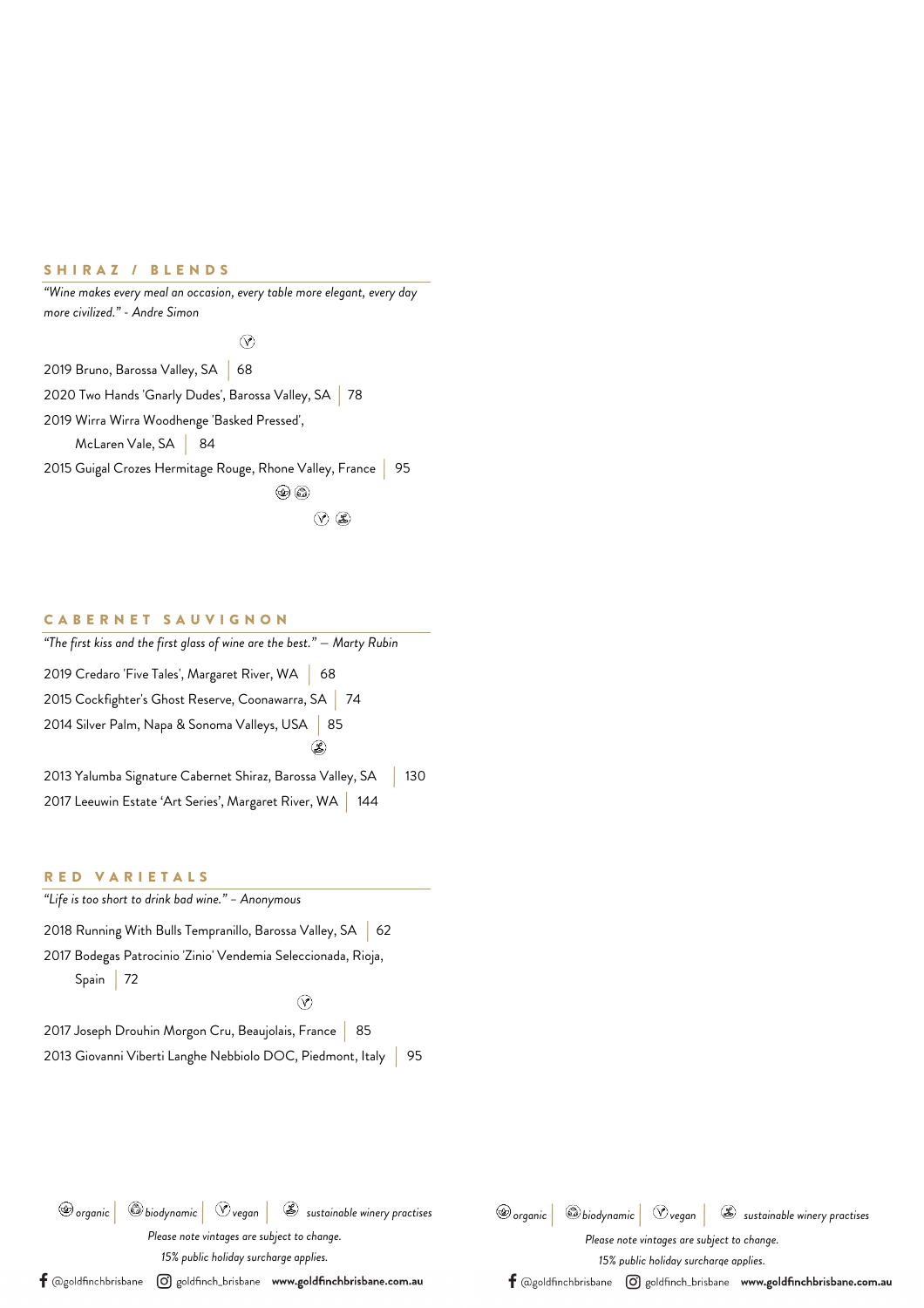## SHIRAZ / BLENDS

*"Wine makes every meal an occasion, every table more elegant, every day more civilized." - Andre Simon*

2019 Bruno, Barossa Valley, SA | 68

2020 Two Hands 'Gnarly Dudes', Barossa Valley, SA | 78

2019 Wirra Wirra Woodhenge 'Basked Pressed', McLaren Vale, SA | 84

2015 Guigal Crozes Hermitage Rouge, Rhone Valley, France | 95

## CABERNET SAUVIGNON

*"The first kiss and the first glass of wine are the best." – Marty Rubin*

2019 Credaro 'Five Tales', Margaret River, WA | 68

2015 Cockfighter's Ghost Reserve, Coonawarra, SA | 74

2014 Silver Palm, Napa & Sonoma Valleys, USA | 85

2013 Yalumba Signature Cabernet Shiraz, Barossa Valley, SA | 130

2017 Leeuwin Estate 'Art Series', Margaret River, WA | 144

## RED VARIETALS

*"Life is too short to drink bad wine." – Anonymous*

2018 Running With Bulls Tempranillo, Barossa Valley, SA | 62

2017 Bodegas Patrocinio 'Zinio' Vendemia Seleccionada, Rioja, Spain | 72

2017 Joseph Drouhin Morgon Cru, Beaujolais, France | 85

2013 Giovanni Viberti Langhe Nebbiolo DOC, Piedmont, Italy | 95

*organic | biodynamic | vegan | sustainable winery practises*

*Please note vintages are subject to change.*

*15% public holiday surcharge applies.*

@goldfinchbrisbane goldfinch_brisbane **www.goldfinchbrisbane.com.au**